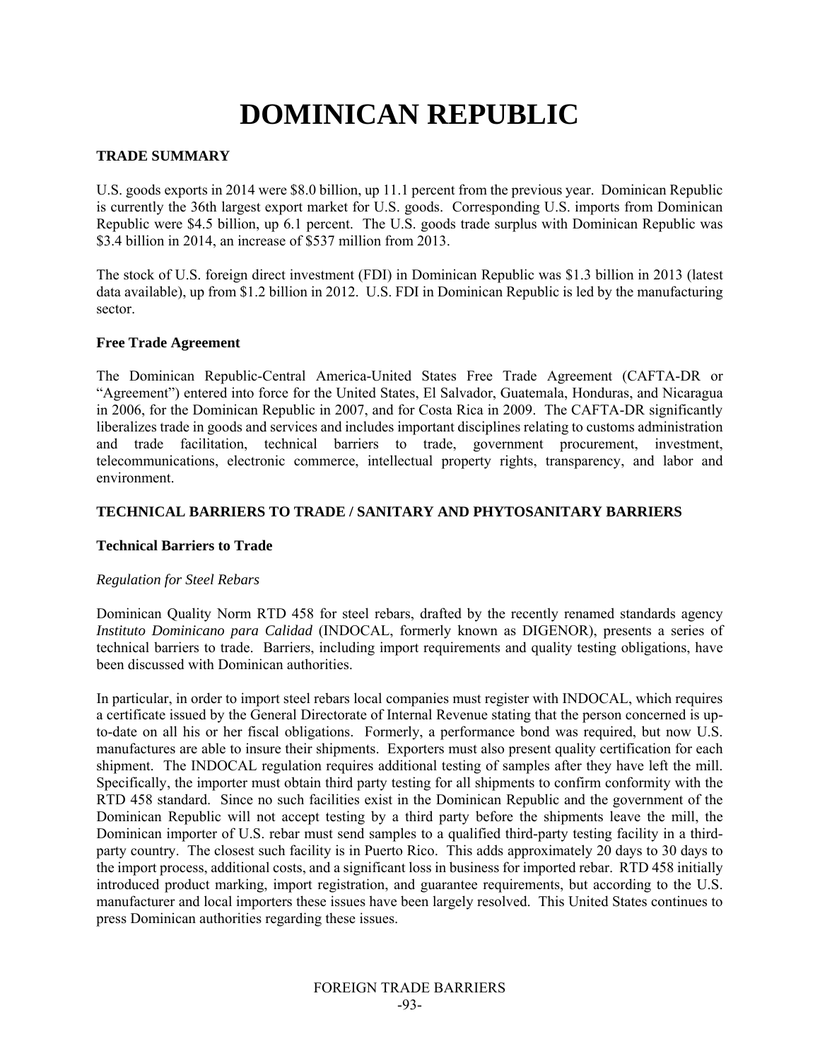# DOMINICAN REPUBLIC

## TRADE SUMMARY

U.S. goods exports in 2014 were $8.0 billion, up 11.1 percent from the previous year. Dominican Republic is currently the 36th largest export market for U.S. goods. Corresponding U.S. imports from Dominican Republic were $4.5 billion, up 6.1 percent. The U.S. goods trade surplus with Dominican Republic was $3.4 billion in 2014, an increase of $537 million from 2013.

The stock of U.S. foreign direct investment (FDI) in Dominican Republic was $1.3 billion in 2013 (latest data available), up from $1.2 billion in 2012. U.S. FDI in Dominican Republic is led by the manufacturing sector.

### Free Trade Agreement

The Dominican Republic-Central America-United States Free Trade Agreement (CAFTA-DR or "Agreement") entered into force for the United States, El Salvador, Guatemala, Honduras, and Nicaragua in 2006, for the Dominican Republic in 2007, and for Costa Rica in 2009. The CAFTA-DR significantly liberalizes trade in goods and services and includes important disciplines relating to customs administration and trade facilitation, technical barriers to trade, government procurement, investment, telecommunications, electronic commerce, intellectual property rights, transparency, and labor and environment.

## TECHNICAL BARRIERS TO TRADE / SANITARY AND PHYTOSANITARY BARRIERS

### Technical Barriers to Trade

*Regulation for Steel Rebars*

Dominican Quality Norm RTD 458 for steel rebars, drafted by the recently renamed standards agency *Instituto Dominicano para Calidad* (INDOCAL, formerly known as DIGENOR), presents a series of technical barriers to trade. Barriers, including import requirements and quality testing obligations, have been discussed with Dominican authorities.

In particular, in order to import steel rebars local companies must register with INDOCAL, which requires a certificate issued by the General Directorate of Internal Revenue stating that the person concerned is up-to-date on all his or her fiscal obligations. Formerly, a performance bond was required, but now U.S. manufactures are able to insure their shipments. Exporters must also present quality certification for each shipment. The INDOCAL regulation requires additional testing of samples after they have left the mill. Specifically, the importer must obtain third party testing for all shipments to confirm conformity with the RTD 458 standard. Since no such facilities exist in the Dominican Republic and the government of the Dominican Republic will not accept testing by a third party before the shipments leave the mill, the Dominican importer of U.S. rebar must send samples to a qualified third-party testing facility in a third-party country. The closest such facility is in Puerto Rico. This adds approximately 20 days to 30 days to the import process, additional costs, and a significant loss in business for imported rebar. RTD 458 initially introduced product marking, import registration, and guarantee requirements, but according to the U.S. manufacturer and local importers these issues have been largely resolved. This United States continues to press Dominican authorities regarding these issues.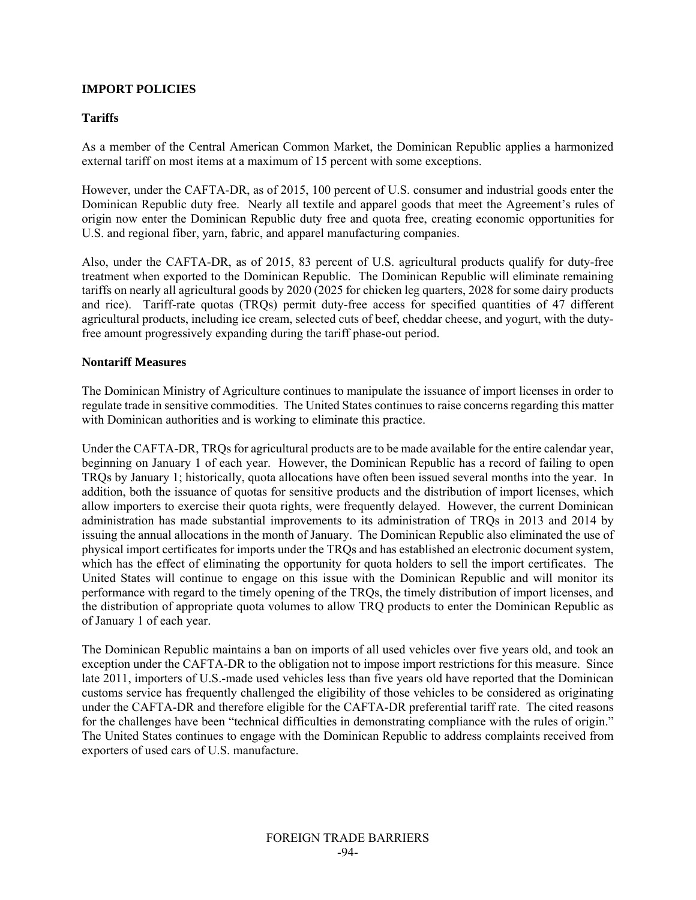## IMPORT POLICIES

### Tariffs

As a member of the Central American Common Market, the Dominican Republic applies a harmonized external tariff on most items at a maximum of 15 percent with some exceptions.

However, under the CAFTA-DR, as of 2015, 100 percent of U.S. consumer and industrial goods enter the Dominican Republic duty free. Nearly all textile and apparel goods that meet the Agreement's rules of origin now enter the Dominican Republic duty free and quota free, creating economic opportunities for U.S. and regional fiber, yarn, fabric, and apparel manufacturing companies.

Also, under the CAFTA-DR, as of 2015, 83 percent of U.S. agricultural products qualify for duty-free treatment when exported to the Dominican Republic. The Dominican Republic will eliminate remaining tariffs on nearly all agricultural goods by 2020 (2025 for chicken leg quarters, 2028 for some dairy products and rice). Tariff-rate quotas (TRQs) permit duty-free access for specified quantities of 47 different agricultural products, including ice cream, selected cuts of beef, cheddar cheese, and yogurt, with the duty-free amount progressively expanding during the tariff phase-out period.

### Nontariff Measures

The Dominican Ministry of Agriculture continues to manipulate the issuance of import licenses in order to regulate trade in sensitive commodities. The United States continues to raise concerns regarding this matter with Dominican authorities and is working to eliminate this practice.

Under the CAFTA-DR, TRQs for agricultural products are to be made available for the entire calendar year, beginning on January 1 of each year. However, the Dominican Republic has a record of failing to open TRQs by January 1; historically, quota allocations have often been issued several months into the year. In addition, both the issuance of quotas for sensitive products and the distribution of import licenses, which allow importers to exercise their quota rights, were frequently delayed. However, the current Dominican administration has made substantial improvements to its administration of TRQs in 2013 and 2014 by issuing the annual allocations in the month of January. The Dominican Republic also eliminated the use of physical import certificates for imports under the TRQs and has established an electronic document system, which has the effect of eliminating the opportunity for quota holders to sell the import certificates. The United States will continue to engage on this issue with the Dominican Republic and will monitor its performance with regard to the timely opening of the TRQs, the timely distribution of import licenses, and the distribution of appropriate quota volumes to allow TRQ products to enter the Dominican Republic as of January 1 of each year.

The Dominican Republic maintains a ban on imports of all used vehicles over five years old, and took an exception under the CAFTA-DR to the obligation not to impose import restrictions for this measure. Since late 2011, importers of U.S.-made used vehicles less than five years old have reported that the Dominican customs service has frequently challenged the eligibility of those vehicles to be considered as originating under the CAFTA-DR and therefore eligible for the CAFTA-DR preferential tariff rate. The cited reasons for the challenges have been "technical difficulties in demonstrating compliance with the rules of origin." The United States continues to engage with the Dominican Republic to address complaints received from exporters of used cars of U.S. manufacture.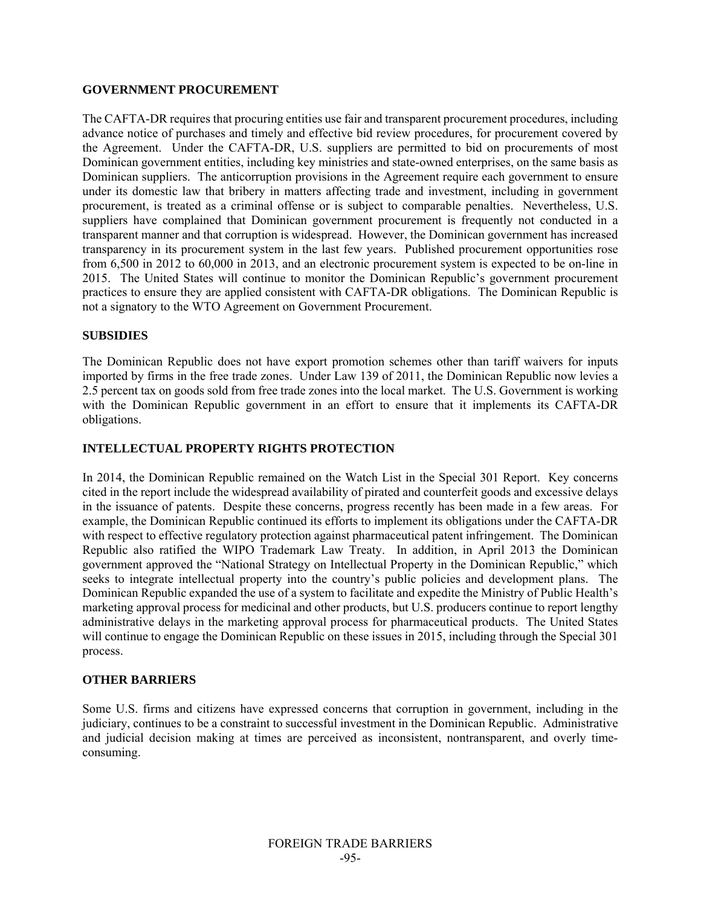## GOVERNMENT PROCUREMENT

The CAFTA-DR requires that procuring entities use fair and transparent procurement procedures, including advance notice of purchases and timely and effective bid review procedures, for procurement covered by the Agreement. Under the CAFTA-DR, U.S. suppliers are permitted to bid on procurements of most Dominican government entities, including key ministries and state-owned enterprises, on the same basis as Dominican suppliers. The anticorruption provisions in the Agreement require each government to ensure under its domestic law that bribery in matters affecting trade and investment, including in government procurement, is treated as a criminal offense or is subject to comparable penalties. Nevertheless, U.S. suppliers have complained that Dominican government procurement is frequently not conducted in a transparent manner and that corruption is widespread. However, the Dominican government has increased transparency in its procurement system in the last few years. Published procurement opportunities rose from 6,500 in 2012 to 60,000 in 2013, and an electronic procurement system is expected to be on-line in 2015. The United States will continue to monitor the Dominican Republic's government procurement practices to ensure they are applied consistent with CAFTA-DR obligations. The Dominican Republic is not a signatory to the WTO Agreement on Government Procurement.

## SUBSIDIES

The Dominican Republic does not have export promotion schemes other than tariff waivers for inputs imported by firms in the free trade zones. Under Law 139 of 2011, the Dominican Republic now levies a 2.5 percent tax on goods sold from free trade zones into the local market. The U.S. Government is working with the Dominican Republic government in an effort to ensure that it implements its CAFTA-DR obligations.

## INTELLECTUAL PROPERTY RIGHTS PROTECTION

In 2014, the Dominican Republic remained on the Watch List in the Special 301 Report. Key concerns cited in the report include the widespread availability of pirated and counterfeit goods and excessive delays in the issuance of patents. Despite these concerns, progress recently has been made in a few areas. For example, the Dominican Republic continued its efforts to implement its obligations under the CAFTA-DR with respect to effective regulatory protection against pharmaceutical patent infringement. The Dominican Republic also ratified the WIPO Trademark Law Treaty. In addition, in April 2013 the Dominican government approved the "National Strategy on Intellectual Property in the Dominican Republic," which seeks to integrate intellectual property into the country's public policies and development plans. The Dominican Republic expanded the use of a system to facilitate and expedite the Ministry of Public Health's marketing approval process for medicinal and other products, but U.S. producers continue to report lengthy administrative delays in the marketing approval process for pharmaceutical products. The United States will continue to engage the Dominican Republic on these issues in 2015, including through the Special 301 process.

## OTHER BARRIERS

Some U.S. firms and citizens have expressed concerns that corruption in government, including in the judiciary, continues to be a constraint to successful investment in the Dominican Republic. Administrative and judicial decision making at times are perceived as inconsistent, nontransparent, and overly time-consuming.